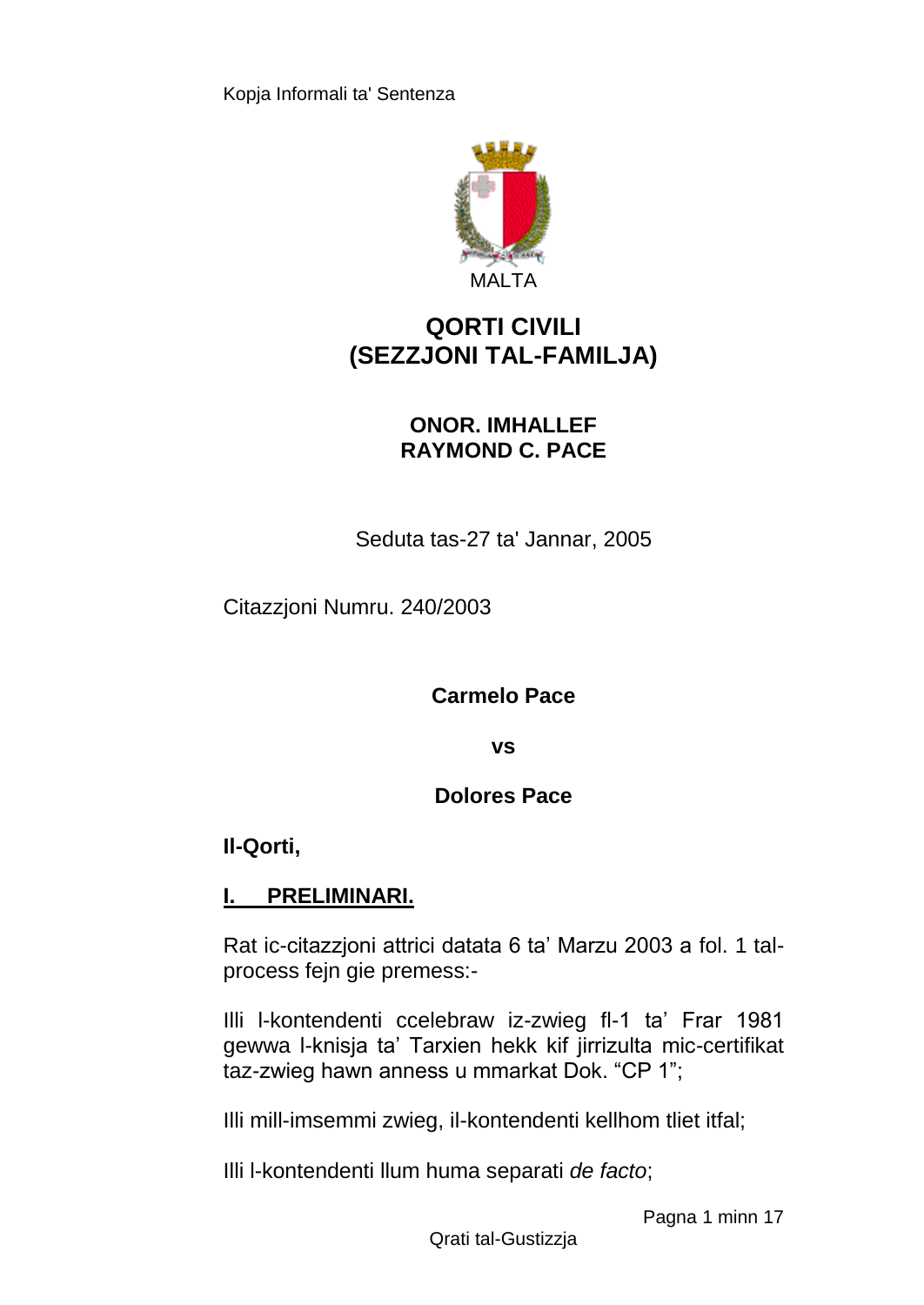Kopja Informali ta' Sentenza

MALTA

# QORTI CIVILI
# (SEZZJONI TAL-FAMILJA)

**ONOR. IMHALLEF**
**RAYMOND C. PACE**

Seduta tas-27 ta' Jannar, 2005

Citazzjoni Numru. 240/2003

**Carmelo Pace**

**vs**

**Dolores Pace**

**Il-Qorti,**

## I. PRELIMINARI.

Rat ic-citazzjoni attrici datata 6 ta' Marzu 2003 a fol. 1 tal-process fejn gie premess:-

Illi l-kontendenti ccelebraw iz-zwieg fl-1 ta' Frar 1981 gewwa l-knisja ta' Tarxien hekk kif jirrizulta mic-certifikat taz-zwieg hawn anness u mmarkat Dok. "CP 1";

Illi mill-imsemmi zwieg, il-kontendenti kellhom tliet itfal;

Illi l-kontendenti llum huma separati *de facto*;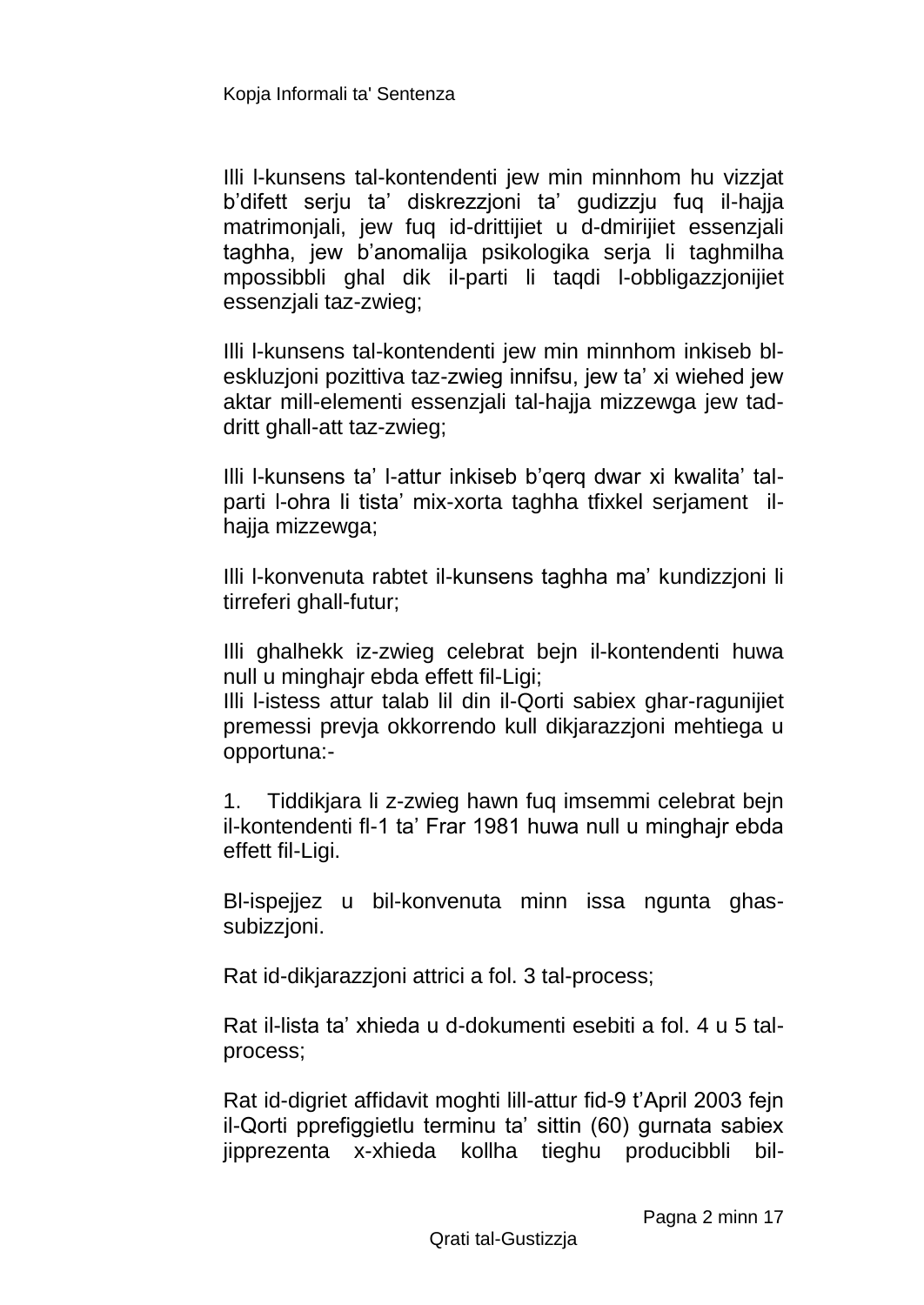Illi l-kunsens tal-kontendenti jew min minnhom hu vizzjat b'difett serju ta' diskrezzjoni ta' gudizzju fuq il-hajja matrimonjali, jew fuq id-drittijiet u d-dmirijiet essenzjali taghha, jew b'anomalija psikologika serja li taghmilha mpossibbli ghal dik il-parti li taqdi l-obbligazzjonijiet essenzjali taz-zwieg;

Illi l-kunsens tal-kontendenti jew min minnhom inkiseb bl-eskluzjoni pozittiva taz-zwieg innifsu, jew ta' xi wiehed jew aktar mill-elementi essenzjali tal-hajja mizzewga jew tad-dritt ghall-att taz-zwieg;

Illi l-kunsens ta' l-attur inkiseb b'qerq dwar xi kwalita' tal-parti l-ohra li tista' mix-xorta taghha tfixkel serjament il-hajja mizzewga;

Illi l-konvenuta rabtet il-kunsens taghha ma' kundizzjoni li tirreferi ghall-futur;

Illi ghalhekk iz-zwieg celebrat bejn il-kontendenti huwa null u minghajr ebda effett fil-Ligi;
Illi l-istess attur talab lil din il-Qorti sabiex ghar-ragunijiet premessi prevja okkorrendo kull dikjarazzjoni mehtiega u opportuna:-

1. Tiddikjara li z-zwieg hawn fuq imsemmi celebrat bejn il-kontendenti fl-1 ta' Frar 1981 huwa null u minghajr ebda effett fil-Ligi.

Bl-ispejjez u bil-konvenuta minn issa ngunta ghas-subizzjoni.

Rat id-dikjarazzjoni attrici a fol. 3 tal-process;

Rat il-lista ta' xhieda u d-dokumenti esebiti a fol. 4 u 5 tal-process;

Rat id-digriet affidavit moghti lill-attur fid-9 t'April 2003 fejn il-Qorti pprefiggietlu terminu ta' sittin (60) gurnata sabiex jipprezenta x-xhieda kollha tieghu producibbli bil-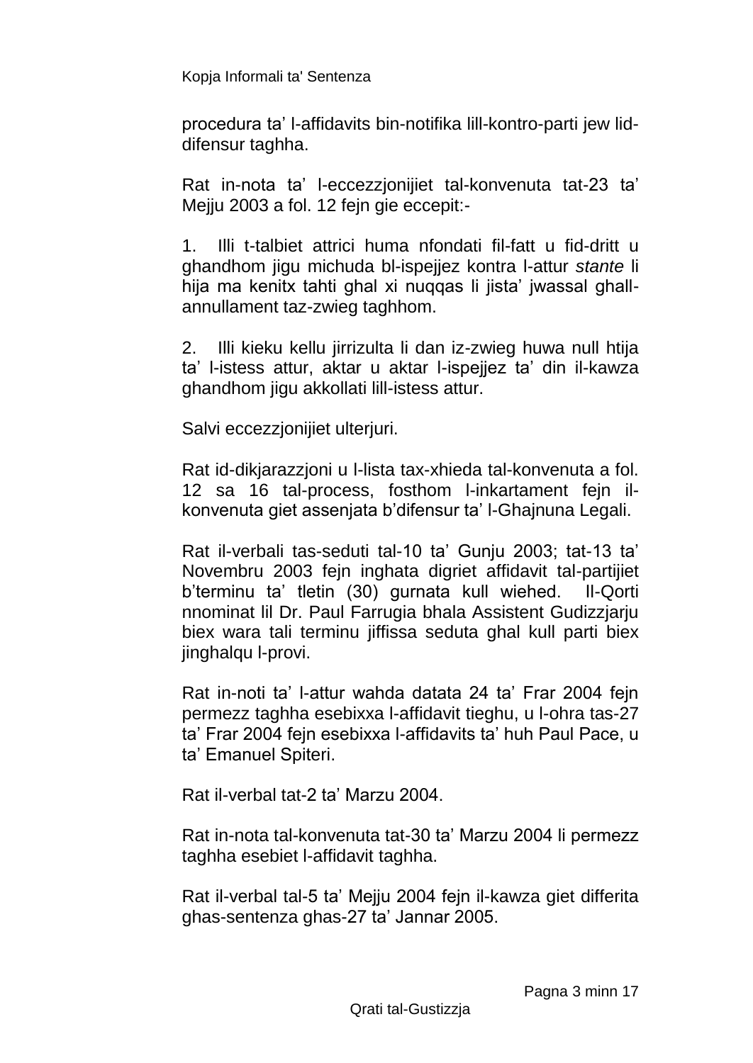procedura ta' l-affidavits bin-notifika lill-kontro-parti jew lid-difensur taghha.

Rat in-nota ta' l-eccezzjonijiet tal-konvenuta tat-23 ta' Mejju 2003 a fol. 12 fejn gie eccepit:-

1. Illi t-talbiet attrici huma nfondati fil-fatt u fid-dritt u ghandhom jigu michuda bl-ispejjez kontra l-attur *stante* li hija ma kenitx tahti ghal xi nuqqas li jista' jwassal ghall-annullament taz-zwieg taghhom.

2. Illi kieku kellu jirrizulta li dan iz-zwieg huwa null htija ta' l-istess attur, aktar u aktar l-ispejjez ta' din il-kawza ghandhom jigu akkollati lill-istess attur.

Salvi eccezzjonijiet ulterjuri.

Rat id-dikjarazzjoni u l-lista tax-xhieda tal-konvenuta a fol. 12 sa 16 tal-process, fosthom l-inkartament fejn il-konvenuta giet assenjata b'difensur ta' l-Ghajnuna Legali.

Rat il-verbali tas-seduti tal-10 ta' Gunju 2003; tat-13 ta' Novembru 2003 fejn inghata digriet affidavit tal-partijiet b'terminu ta' tletin (30) gurnata kull wiehed. Il-Qorti nnominat lil Dr. Paul Farrugia bhala Assistent Gudizzjarju biex wara tali terminu jiffissa seduta ghal kull parti biex jinghalqu l-provi.

Rat in-noti ta' l-attur wahda datata 24 ta' Frar 2004 fejn permezz taghha esebixxa l-affidavit tieghu, u l-ohra tas-27 ta' Frar 2004 fejn esebixxa l-affidavits ta' huh Paul Pace, u ta' Emanuel Spiteri.

Rat il-verbal tat-2 ta' Marzu 2004.

Rat in-nota tal-konvenuta tat-30 ta' Marzu 2004 li permezz taghha esebiet l-affidavit taghha.

Rat il-verbal tal-5 ta' Mejju 2004 fejn il-kawza giet differita ghas-sentenza ghas-27 ta' Jannar 2005.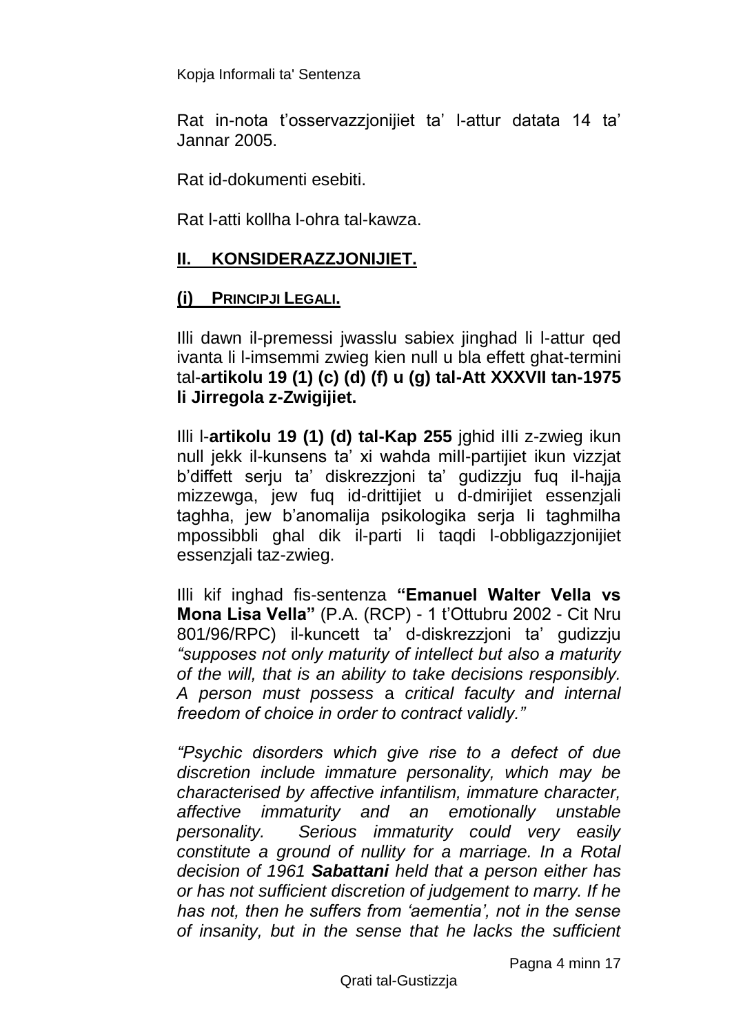Rat in-nota t'osservazzjonijiet ta' l-attur datata 14 ta' Jannar 2005.

Rat id-dokumenti esebiti.

Rat l-atti kollha l-ohra tal-kawza.

## II. KONSIDERAZZJONIJIET.

### (i) PRINCIPJI LEGALI.

Illi dawn il-premessi jwasslu sabiex jinghad li l-attur qed ivanta li l-imsemmi zwieg kien null u bla effett ghat-termini tal-**artikolu 19 (1) (c) (d) (f) u (g) tal-Att XXXVII tan-1975 li Jirregola z-Zwigijiet.**

Illi l-**artikolu 19 (1) (d) tal-Kap 255** jghid iIli z-zwieg ikun null jekk il-kunsens ta' xi wahda miIl-partijiet ikun vizzjat b'diffett serju ta' diskrezzjoni ta' gudizzju fuq il-hajja mizzewga, jew fuq id-drittijiet u d-dmirijiet essenzjali taghha, jew b'anomalija psikologika serja li taghmilha mpossibbli ghal dik il-parti li taqdi l-obbligazzjonijiet essenzjali taz-zwieg.

Illi kif inghad fis-sentenza **"Emanuel Walter Vella vs Mona Lisa Vella"** (P.A. (RCP) - 1 t'Ottubru 2002 - Cit Nru 801/96/RPC) il-kuncett ta' d-diskrezzjoni ta' gudizzju *"supposes not only maturity of intellect but also a maturity of the will, that is an ability to take decisions responsibly. A person must possess* a *critical faculty and internal freedom of choice in order to contract validly."*

*"Psychic disorders which give rise to a defect of due discretion include immature personality, which may be characterised by affective infantilism, immature character, affective immaturity and an emotionally unstable personality. Serious immaturity could very easily constitute a ground of nullity for a marriage. In a Rotal decision of 1961* ***Sabattani*** *held that a person either has or has not sufficient discretion of judgement to marry. If he has not, then he suffers from 'aementia', not in the sense of insanity, but in the sense that he lacks the sufficient*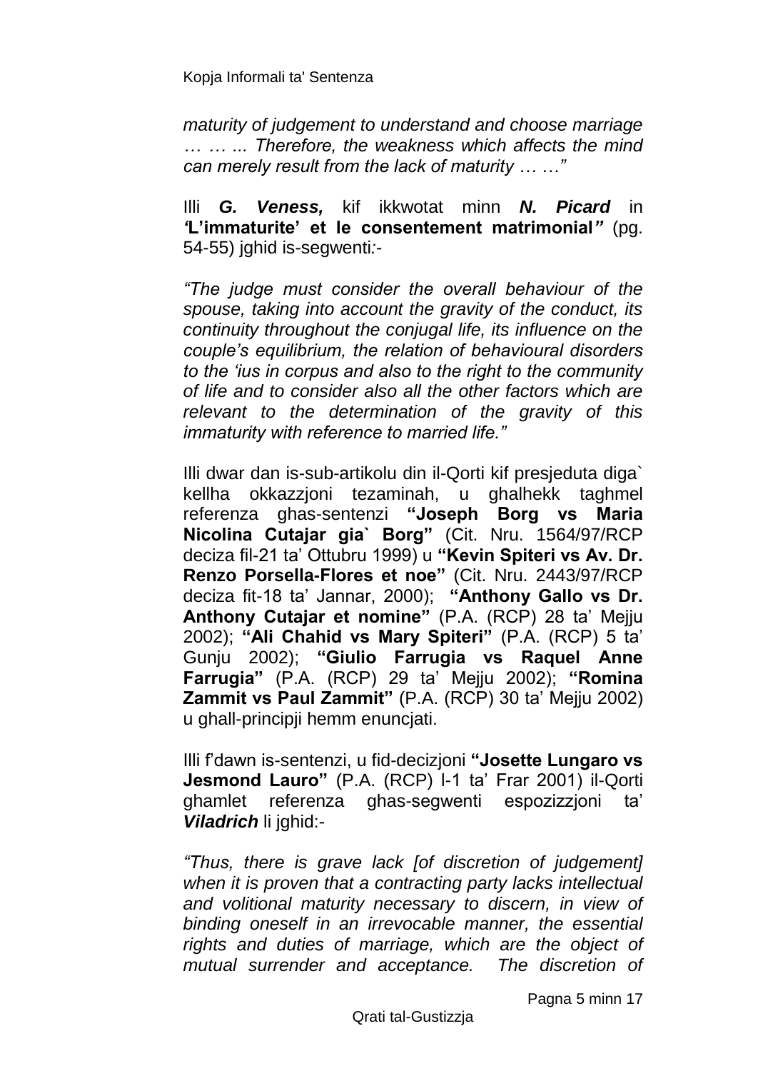*maturity of judgement to understand and choose marriage … … ... Therefore, the weakness which affects the mind can merely result from the lack of maturity … …"*

Illi ***G. Veness,*** kif ikkwotat minn ***N. Picard*** in ***'L'immaturite' et le consentement matrimonial"*** (pg. 54-55) jghid is-segwenti:-

*"The judge must consider the overall behaviour of the spouse, taking into account the gravity of the conduct, its continuity throughout the conjugal life, its influence on the couple's equilibrium, the relation of behavioural disorders to the 'ius in corpus and also to the right to the community of life and to consider also all the other factors which are relevant to the determination of the gravity of this immaturity with reference to married life."*

Illi dwar dan is-sub-artikolu din il-Qorti kif presjeduta diga` kellha okkazzjoni tezaminah, u ghalhekk taghmel referenza ghas-sentenzi **"Joseph Borg vs Maria Nicolina Cutajar gia` Borg"** (Cit. Nru. 1564/97/RCP deciza fil-21 ta' Ottubru 1999) u **"Kevin Spiteri vs Av. Dr. Renzo Porsella-Flores et noe"** (Cit. Nru. 2443/97/RCP deciza fit-18 ta' Jannar, 2000); **"Anthony Gallo vs Dr. Anthony Cutajar et nomine"** (P.A. (RCP) 28 ta' Mejju 2002); **"Ali Chahid vs Mary Spiteri"** (P.A. (RCP) 5 ta' Gunju 2002); **"Giulio Farrugia vs Raquel Anne Farrugia"** (P.A. (RCP) 29 ta' Mejju 2002); **"Romina Zammit vs Paul Zammit"** (P.A. (RCP) 30 ta' Mejju 2002) u ghall-principji hemm enuncjati.

Illi f'dawn is-sentenzi, u fid-decizjoni **"Josette Lungaro vs Jesmond Lauro"** (P.A. (RCP) l-1 ta' Frar 2001) il-Qorti ghamlet referenza ghas-segwenti espozizzjoni ta' ***Viladrich*** li jghid:-

*"Thus, there is grave lack [of discretion of judgement] when it is proven that a contracting party lacks intellectual and volitional maturity necessary to discern, in view of binding oneself in an irrevocable manner, the essential rights and duties of marriage, which are the object of mutual surrender and acceptance. The discretion of*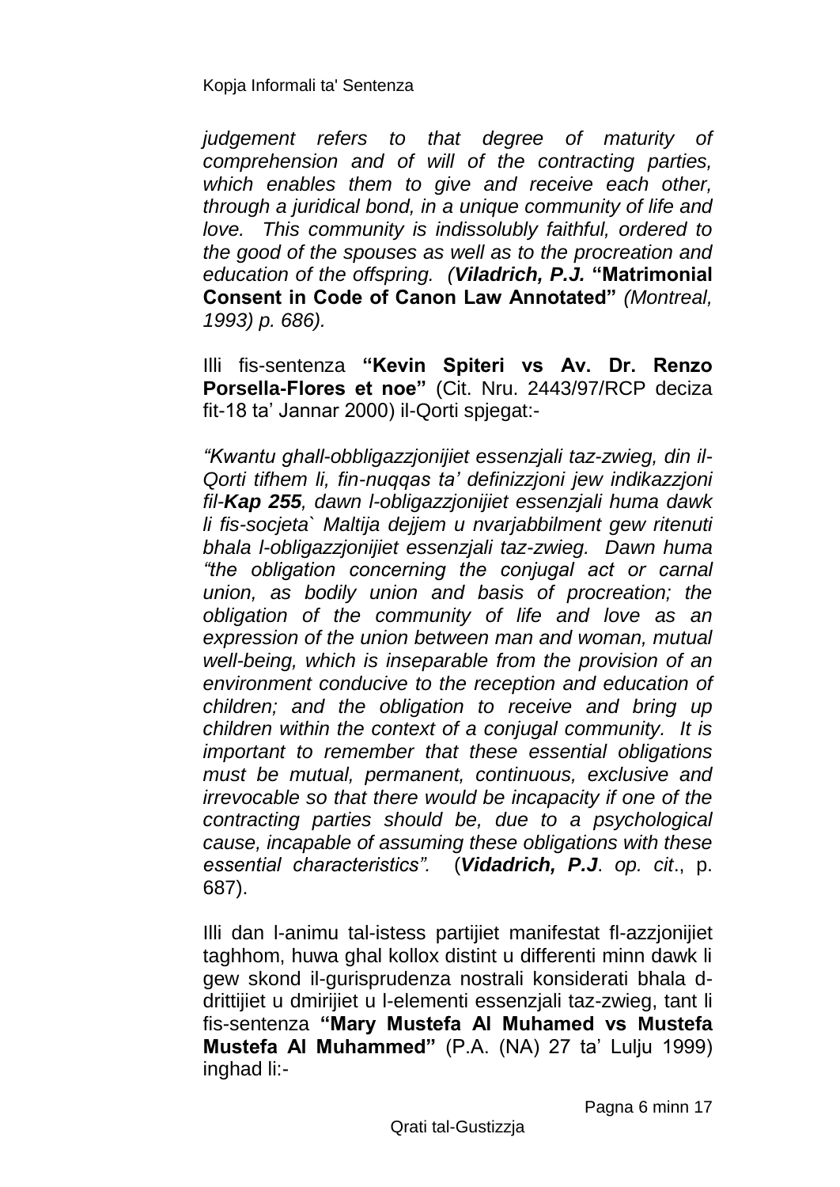*judgement refers to that degree of maturity of comprehension and of will of the contracting parties, which enables them to give and receive each other, through a juridical bond, in a unique community of life and love. This community is indissolubly faithful, ordered to the good of the spouses as well as to the procreation and education of the offspring. (**Viladrich, P.J.*** **"Matrimonial Consent in Code of Canon Law Annotated"** *(Montreal, 1993) p. 686).*

Illi fis-sentenza **"Kevin Spiteri vs Av. Dr. Renzo Porsella-Flores et noe"** (Cit. Nru. 2443/97/RCP deciza fit-18 ta' Jannar 2000) il-Qorti spjegat:-

*"Kwantu ghall-obbligazzjonijiet essenzjali taz-zwieg, din il-Qorti tifhem li, fin-nuqqas ta' definizzjoni jew indikazzjoni fil-**Kap 255**, dawn l-obligazzjonijiet essenzjali huma dawk li fis-socjeta` Maltija dejjem u nvarjabbilment gew ritenuti bhala l-obligazzjonijiet essenzjali taz-zwieg. Dawn huma "the obligation concerning the conjugal act or carnal union, as bodily union and basis of procreation; the obligation of the community of life and love as an expression of the union between man and woman, mutual well-being, which is inseparable from the provision of an environment conducive to the reception and education of children; and the obligation to receive and bring up children within the context of a conjugal community. It is important to remember that these essential obligations must be mutual, permanent, continuous, exclusive and irrevocable so that there would be incapacity if one of the contracting parties should be, due to a psychological cause, incapable of assuming these obligations with these essential characteristics".* (***Vidadrich, P.J***. *op. cit*., p. 687).

Illi dan l-animu tal-istess partijiet manifestat fl-azzjonijiet taghhom, huwa ghal kollox distint u differenti minn dawk li gew skond il-gurisprudenza nostrali konsiderati bhala d-drittijiet u dmirijiet u l-elementi essenzjali taz-zwieg, tant li fis-sentenza **"Mary Mustefa Al Muhamed vs Mustefa Mustefa Al Muhammed"** (P.A. (NA) 27 ta' Lulju 1999) inghad li:-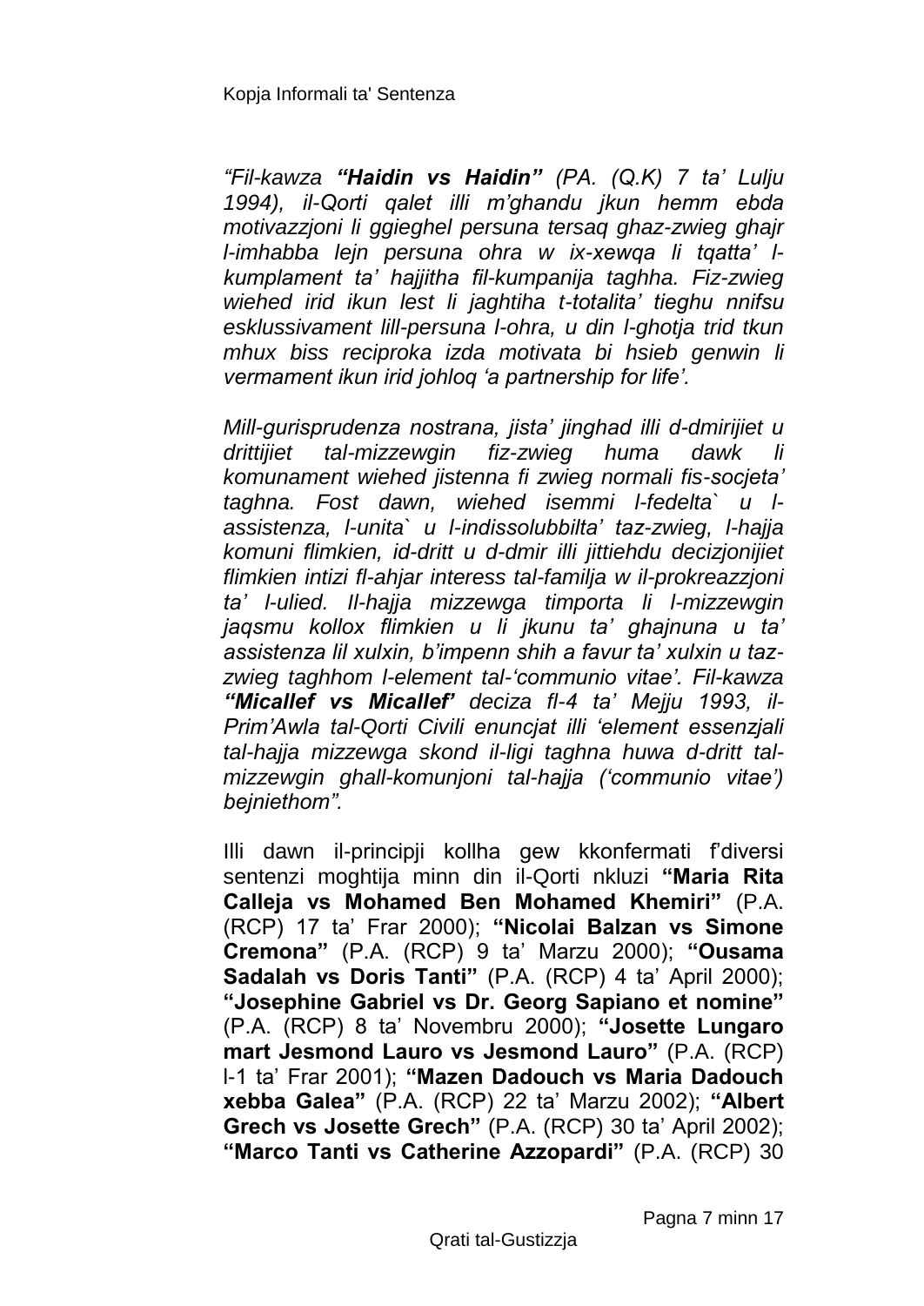*"Fil-kawza **"Haidin vs Haidin"** (PA. (Q.K) 7 ta' Lulju 1994), il-Qorti qalet illi m'ghandu jkun hemm ebda motivazzjoni li ggieghel persuna tersaq ghaz-zwieg ghajr l-imhabba lejn persuna ohra w ix-xewqa li tqatta' l-kumplament ta' hajjitha fil-kumpanija taghha. Fiz-zwieg wiehed irid ikun lest li jaghtiha t-totalita' tieghu nnifsu esklussivament lill-persuna l-ohra, u din l-ghotja trid tkun mhux biss reciproka izda motivata bi hsieb genwin li vermament ikun irid johloq 'a partnership for life'.*

*Mill-gurisprudenza nostrana, jista' jinghad illi d-dmirijiet u drittijiet tal-mizzewgin fiz-zwieg huma dawk li komunament wiehed jistenna fi zwieg normali fis-socjeta' taghna. Fost dawn, wiehed isemmi l-fedelta` u l-assistenza, l-unita` u l-indissolubbilta' taz-zwieg, l-hajja komuni flimkien, id-dritt u d-dmir illi jittiehdu decizjonijiet flimkien intizi fl-ahjar interess tal-familja w il-prokreazzjoni ta' l-ulied. Il-hajja mizzewga timporta li l-mizzewgin jaqsmu kollox flimkien u li jkunu ta' ghajnuna u ta' assistenza lil xulxin, b'impenn shih a favur ta' xulxin u taz-zwieg taghhom l-element tal-'communio vitae'. Fil-kawza **"Micallef vs Micallef'** deciza fl-4 ta' Mejju 1993, il-Prim'Awla tal-Qorti Civili enuncjat illi 'element essenzjali tal-hajja mizzewga skond il-ligi taghna huwa d-dritt tal-mizzewgin ghall-komunjoni tal-hajja ('communio vitae') bejniethom".*

Illi dawn il-principji kollha gew kkonfermati f'diversi sentenzi moghtija minn din il-Qorti nkluzi **"Maria Rita Calleja vs Mohamed Ben Mohamed Khemiri"** (P.A. (RCP) 17 ta' Frar 2000); **"Nicolai Balzan vs Simone Cremona"** (P.A. (RCP) 9 ta' Marzu 2000); **"Ousama Sadalah vs Doris Tanti"** (P.A. (RCP) 4 ta' April 2000); **"Josephine Gabriel vs Dr. Georg Sapiano et nomine"** (P.A. (RCP) 8 ta' Novembru 2000); **"Josette Lungaro mart Jesmond Lauro vs Jesmond Lauro"** (P.A. (RCP) l-1 ta' Frar 2001); **"Mazen Dadouch vs Maria Dadouch xebba Galea"** (P.A. (RCP) 22 ta' Marzu 2002); **"Albert Grech vs Josette Grech"** (P.A. (RCP) 30 ta' April 2002); **"Marco Tanti vs Catherine Azzopardi"** (P.A. (RCP) 30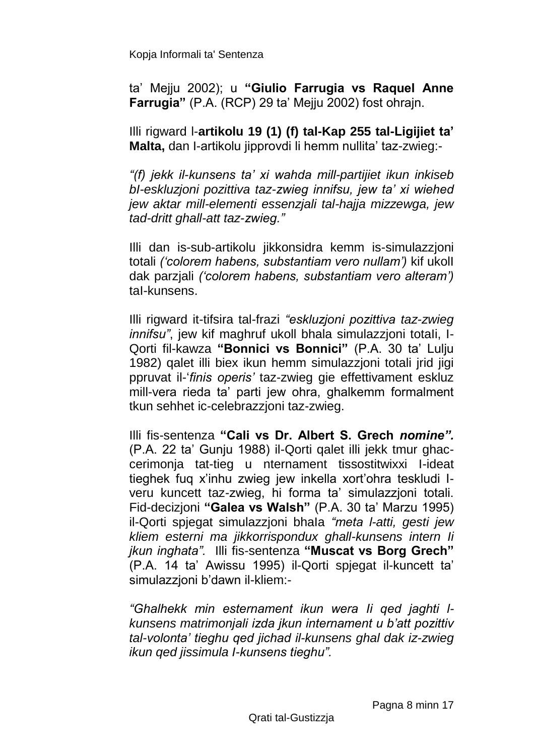ta' Mejju 2002); u **"Giulio Farrugia vs Raquel Anne Farrugia"** (P.A. (RCP) 29 ta' Mejju 2002) fost ohrajn.

Illi rigward l-**artikolu 19 (1) (f) tal-Kap 255 tal-Ligijiet ta' Malta,** dan l-artikolu jipprovdi li hemm nullita' taz-zwieg:-

*"(f) jekk il-kunsens ta' xi wahda mill-partijiet ikun inkiseb bl-eskluzjoni pozittiva taz-zwieg innifsu, jew ta' xi wiehed jew aktar mill-elementi essenzjali tal-hajja mizzewga, jew tad-dritt ghall-att taz-zwieg."*

Illi dan is-sub-artikolu jikkonsidra kemm is-simulazzjoni totali *('colorem habens, substantiam vero nullam')* kif ukoll dak parzjali *('colorem habens, substantiam vero alteram')* tal-kunsens.

Illi rigward it-tifsira tal-frazi *"eskluzjoni pozittiva taz-zwieg innifsu"*, jew kif maghruf ukoll bhala simulazzjoni totali, l-Qorti fil-kawza **"Bonnici vs Bonnici"** (P.A. 30 ta' Lulju 1982) qalet illi biex ikun hemm simulazzjoni totali jrid jigi ppruvat il-'*finis operis'* taz-zwieg gie effettivament eskluz mill-vera rieda ta' parti jew ohra, ghalkemm formalment tkun sehhet ic-celebrazzjoni taz-zwieg.

Illi fis-sentenza **"Cali vs Dr. Albert S. Grech *nomine"*.** (P.A. 22 ta' Gunju 1988) il-Qorti qalet illi jekk tmur ghac-cerimonja tat-tieg u nternament tissostitwixxi l-ideat tieghek fuq x'inhu zwieg jew inkella xort'ohra teskludi l-veru kuncett taz-zwieg, hi forma ta' simulazzjoni totali. Fid-decizjoni **"Galea vs Walsh"** (P.A. 30 ta' Marzu 1995) il-Qorti spjegat simulazzjoni bhala *"meta l-atti, gesti jew kliem esterni ma jikkorrispondux ghall-kunsens intern li jkun inghata".* Illi fis-sentenza **"Muscat vs Borg Grech"** (P.A. 14 ta' Awissu 1995) il-Qorti spjegat il-kuncett ta' simulazzjoni b'dawn il-kliem:-

*"Ghalhekk min esternament ikun wera li qed jaghti l-kunsens matrimonjali izda jkun internament u b'att pozittiv tal-volonta' tieghu qed jichad il-kunsens ghal dak iz-zwieg ikun qed jissimula l-kunsens tieghu".*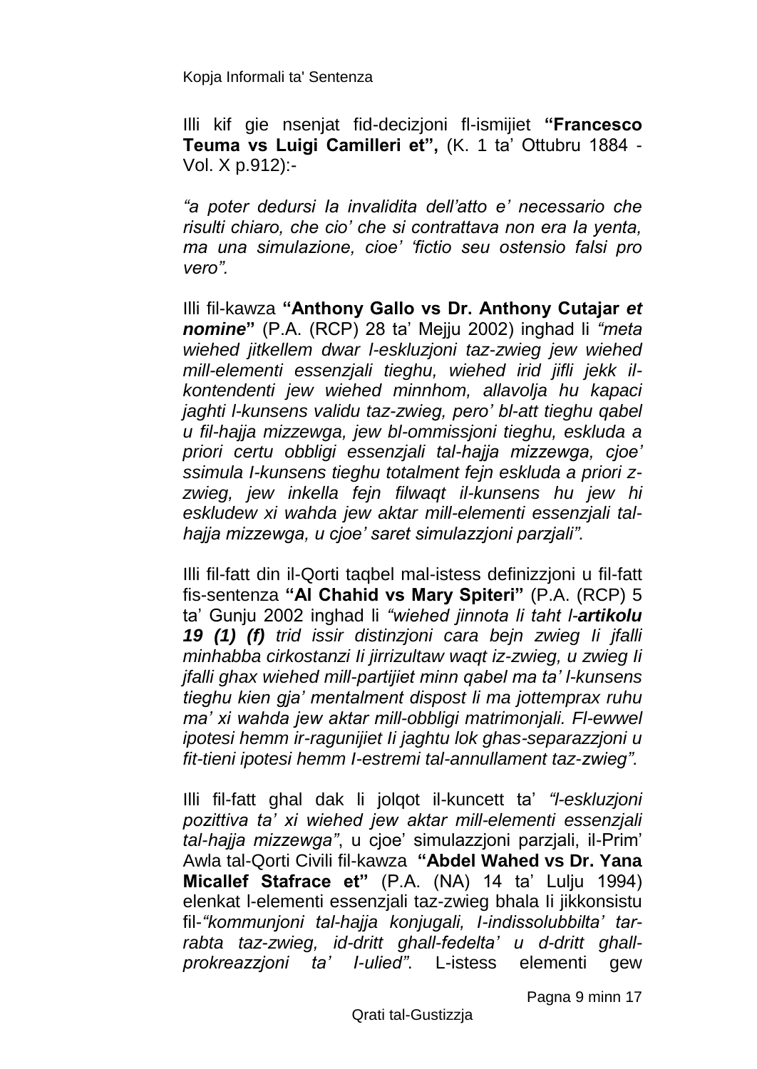Illi kif gie nsenjat fid-decizjoni fl-ismijiet **"Francesco Teuma vs Luigi Camilleri et",** (K. 1 ta' Ottubru 1884 - Vol. X p.912):-

*"a poter dedursi la invalidita dell'atto e' necessario che risulti chiaro, che cio' che si contrattava non era la yenta, ma una simulazione, cioe' 'fictio seu ostensio falsi pro vero".*

Illi fil-kawza **"Anthony Gallo vs Dr. Anthony Cutajar *et nomine*"** (P.A. (RCP) 28 ta' Mejju 2002) inghad li *"meta wiehed jitkellem dwar l-eskluzjoni taz-zwieg jew wiehed mill-elementi essenzjali tieghu, wiehed irid jifli jekk il-kontendenti jew wiehed minnhom, allavolja hu kapaci jaghti l-kunsens validu taz-zwieg, pero' bl-att tieghu qabel u fil-hajja mizzewga, jew bl-ommissjoni tieghu, eskluda a priori certu obbligi essenzjali tal-hajja mizzewga, cjoe' ssimula l-kunsens tieghu totalment fejn eskluda a priori z-zwieg, jew inkella fejn filwaqt il-kunsens hu jew hi eskludew xi wahda jew aktar mill-elementi essenzjali tal-hajja mizzewga, u cjoe' saret simulazzjoni parzjali".*

Illi fil-fatt din il-Qorti taqbel mal-istess definizzjoni u fil-fatt fis-sentenza **"Al Chahid vs Mary Spiteri"** (P.A. (RCP) 5 ta' Gunju 2002 inghad li *"wiehed jinnota li taht l-**artikolu 19 (1) (f)** trid issir distinzjoni cara bejn zwieg li jfalli minhabba cirkostanzi li jirrizultaw waqt iz-zwieg, u zwieg li jfalli ghax wiehed mill-partijiet minn qabel ma ta' l-kunsens tieghu kien gja' mentalment dispost li ma jottemprax ruhu ma' xi wahda jew aktar mill-obbligi matrimonjali. Fl-ewwel ipotesi hemm ir-ragunijiet li jaghtu lok ghas-separazzjoni u fit-tieni ipotesi hemm l-estremi tal-annullament taz-zwieg".*

Illi fil-fatt ghal dak li jolqot il-kuncett ta' *"l-eskluzjoni pozittiva ta' xi wiehed jew aktar mill-elementi essenzjali tal-hajja mizzewga"*, u cjoe' simulazzjoni parzjali, il-Prim' Awla tal-Qorti Civili fil-kawza **"Abdel Wahed vs Dr. Yana Micallef Stafrace et"** (P.A. (NA) 14 ta' Lulju 1994) elenkat l-elementi essenzjali taz-zwieg bhala li jikkonsistu fil-*"kommunjoni tal-hajja konjugali, l-indissolubbilta' tar-rabta taz-zwieg, id-dritt ghall-fedelta' u d-dritt ghall-prokreazzjoni ta' l-ulied"*. L-istess elementi gew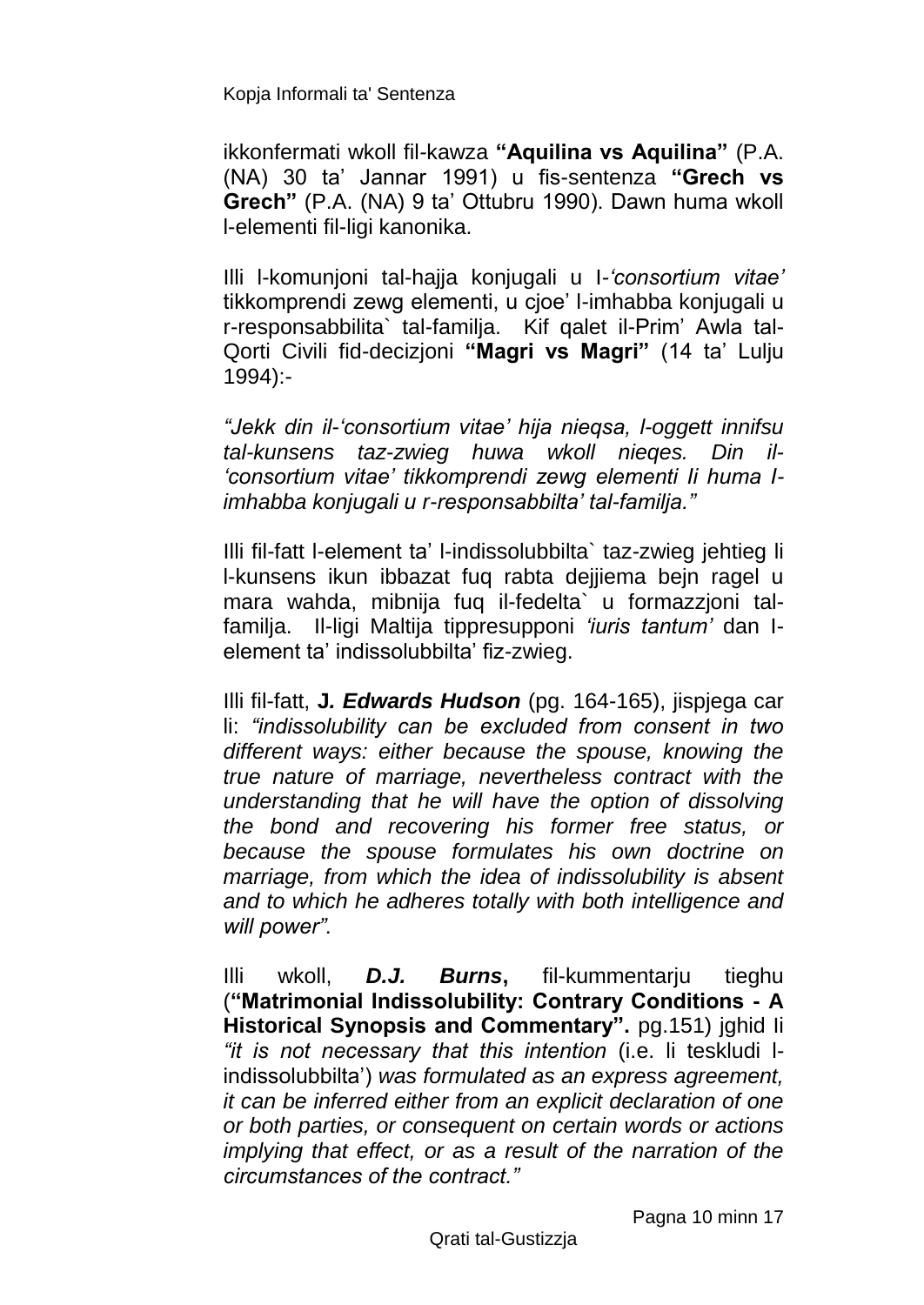ikkonfermati wkoll fil-kawza **"Aquilina vs Aquilina"** (P.A. (NA) 30 ta' Jannar 1991) u fis-sentenza **"Grech vs Grech"** (P.A. (NA) 9 ta' Ottubru 1990). Dawn huma wkoll l-elementi fil-ligi kanonika.

Illi l-komunjoni tal-hajja konjugali u l-*'consortium vitae'* tikkomprendi zewg elementi, u cjoe' l-imhabba konjugali u r-responsabbilita` tal-familja. Kif qalet il-Prim' Awla tal-Qorti Civili fid-decizjoni **"Magri vs Magri"** (14 ta' Lulju 1994):-

*"Jekk din il-'consortium vitae' hija nieqsa, l-oggett innifsu tal-kunsens taz-zwieg huwa wkoll nieqes. Din il-'consortium vitae' tikkomprendi zewg elementi li huma l-imhabba konjugali u r-responsabbilta' tal-familja."*

Illi fil-fatt l-element ta' l-indissolubbilta` taz-zwieg jehtieg li l-kunsens ikun ibbazat fuq rabta dejjiema bejn ragel u mara wahda, mibnija fuq il-fedelta` u formazzjoni tal-familja. Il-ligi Maltija tippresupponi *'iuris tantum'* dan l-element ta' indissolubbilta' fiz-zwieg.

Illi fil-fatt, **J*. Edwards Hudson*** (pg. 164-165), jispjega car li: *"indissolubility can be excluded from consent in two different ways: either because the spouse, knowing the true nature of marriage, nevertheless contract with the understanding that he will have the option of dissolving the bond and recovering his former free status, or because the spouse formulates his own doctrine on marriage, from which the idea of indissolubility is absent and to which he adheres totally with both intelligence and will power".*

Illi wkoll, ***D.J. Burns***, fil-kummentarju tieghu (**"Matrimonial Indissolubility: Contrary Conditions - A Historical Synopsis and Commentary".** pg.151) jghid li *"it is not necessary that this intention* (i.e. li teskludi l-indissolubbilta') *was formulated as an express agreement, it can be inferred either from an explicit declaration of one or both parties, or consequent on certain words or actions implying that effect, or as a result of the narration of the circumstances of the contract."*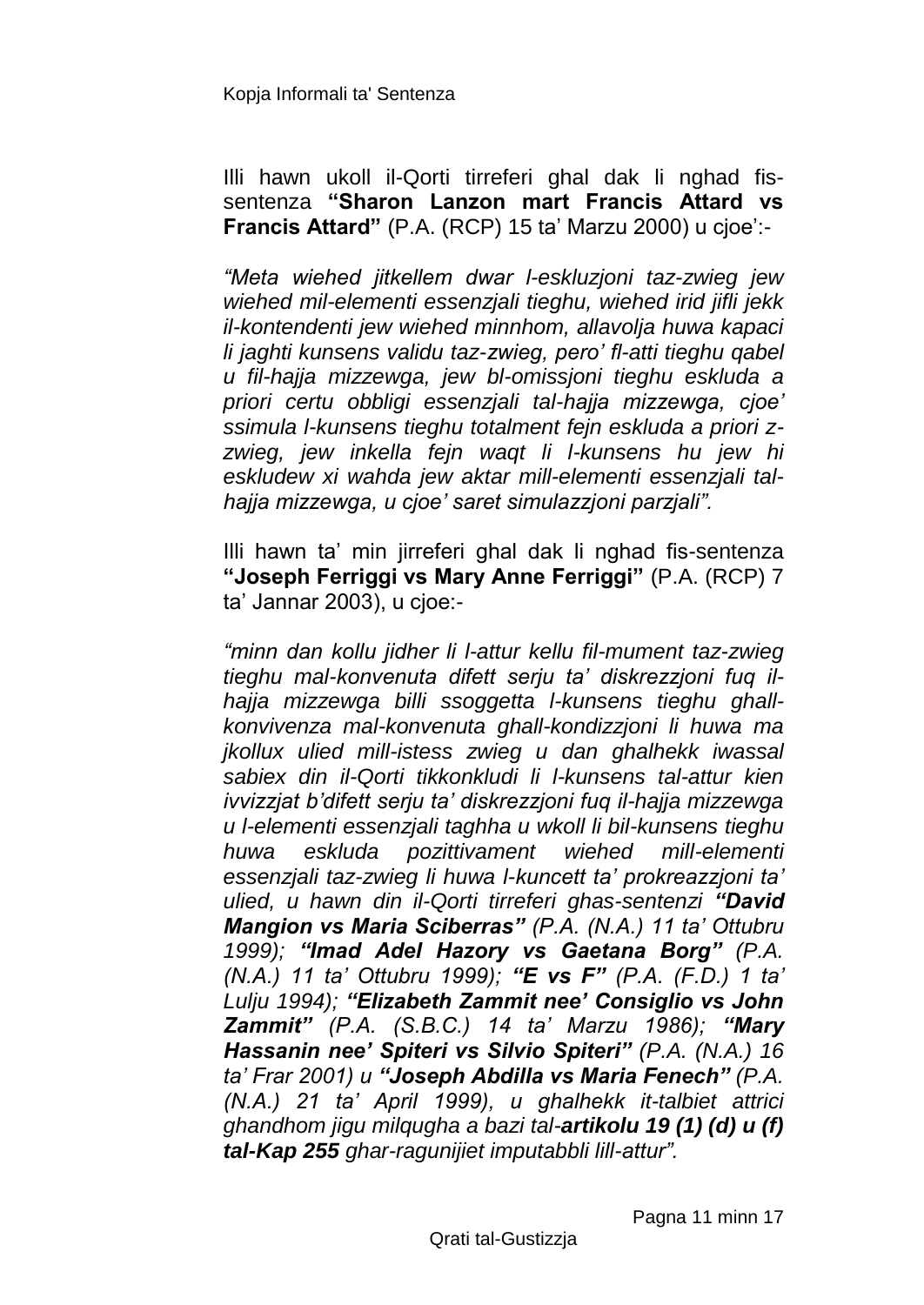Illi hawn ukoll il-Qorti tirreferi ghal dak li nghad fis-sentenza **"Sharon Lanzon mart Francis Attard vs Francis Attard"** (P.A. (RCP) 15 ta' Marzu 2000) u cjoe':-

*"Meta wiehed jitkellem dwar l-eskluzjoni taz-zwieg jew wiehed mil-elementi essenzjali tieghu, wiehed irid jifli jekk il-kontendenti jew wiehed minnhom, allavolja huwa kapaci li jaghti kunsens validu taz-zwieg, pero' fl-atti tieghu qabel u fil-hajja mizzewga, jew bl-omissjoni tieghu eskluda a priori certu obbligi essenzjali tal-hajja mizzewga, cjoe' ssimula l-kunsens tieghu totalment fejn eskluda a priori z-zwieg, jew inkella fejn waqt li l-kunsens hu jew hi eskludew xi wahda jew aktar mill-elementi essenzjali tal-hajja mizzewga, u cjoe' saret simulazzjoni parzjali".*

Illi hawn ta' min jirreferi ghal dak li nghad fis-sentenza **"Joseph Ferriggi vs Mary Anne Ferriggi"** (P.A. (RCP) 7 ta' Jannar 2003), u cjoe:-

*"minn dan kollu jidher li l-attur kellu fil-mument taz-zwieg tieghu mal-konvenuta difett serju ta' diskrezzjoni fuq il-hajja mizzewga billi ssoggetta l-kunsens tieghu ghall-konvivenza mal-konvenuta ghall-kondizzjoni li huwa ma jkollux ulied mill-istess zwieg u dan ghalhekk iwassal sabiex din il-Qorti tikkonkludi li l-kunsens tal-attur kien ivvizzjat b'difett serju ta' diskrezzjoni fuq il-hajja mizzewga u l-elementi essenzjali taghha u wkoll li bil-kunsens tieghu huwa eskluda pozittivament wiehed mill-elementi essenzjali taz-zwieg li huwa l-kuncett ta' prokreazzjoni ta' ulied, u hawn din il-Qorti tirreferi ghas-sentenzi **"David Mangion vs Maria Sciberras"** (P.A. (N.A.) 11 ta' Ottubru 1999); **"Imad Adel Hazory vs Gaetana Borg"** (P.A. (N.A.) 11 ta' Ottubru 1999); **"E vs F"** (P.A. (F.D.) 1 ta' Lulju 1994); **"Elizabeth Zammit nee' Consiglio vs John Zammit"** (P.A. (S.B.C.) 14 ta' Marzu 1986); **"Mary Hassanin nee' Spiteri vs Silvio Spiteri"** (P.A. (N.A.) 16 ta' Frar 2001) u **"Joseph Abdilla vs Maria Fenech"** (P.A. (N.A.) 21 ta' April 1999), u ghalhekk it-talbiet attrici ghandhom jigu milqugha a bazi tal-**artikolu 19 (1) (d) u (f) tal-Kap 255** ghar-ragunijiet imputabbli lill-attur".*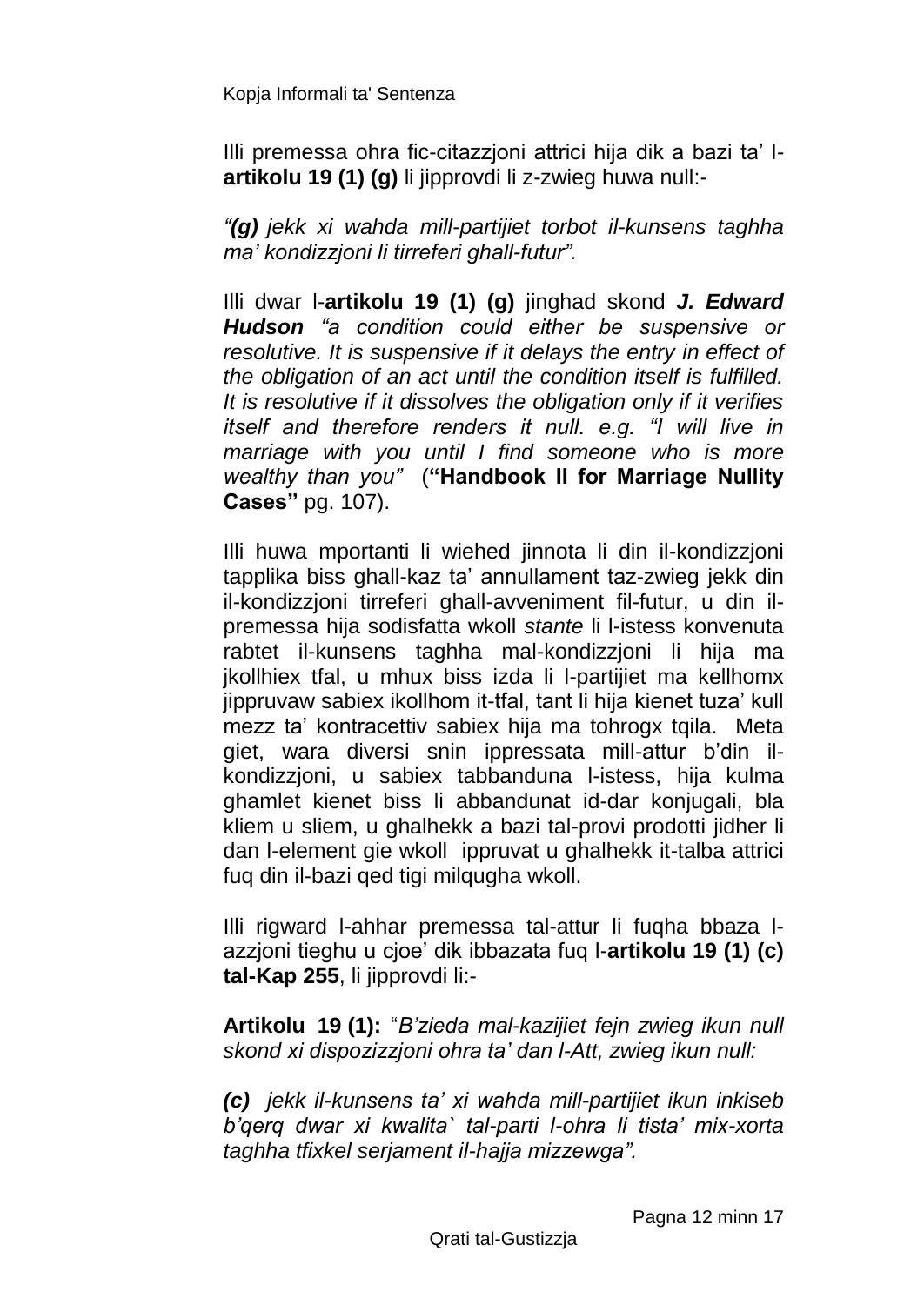Illi premessa oħra fic-citazzjoni attrici hija dik a bazi ta' l-**artikolu 19 (1) (g)** li jipprovdi li z-zwieg huwa null:-

*"**(g)** jekk xi waħda mill-partijiet torbot il-kunsens tagħha ma' kondizzjoni li tirreferi għall-futur".*

Illi dwar l-**artikolu 19 (1) (g)** jingħad skond ***J. Edward Hudson*** *"a condition could either be suspensive or resolutive. It is suspensive if it delays the entry in effect of the obligation of an act until the condition itself is fulfilled. It is resolutive if it dissolves the obligation only if it verifies itself and therefore renders it null. e.g. "I will live in marriage with you until I find someone who is more wealthy than you"* (**"Handbook II for Marriage Nullity Cases"** pg. 107).

Illi huwa mportanti li wieħed jinnota li din il-kondizzjoni tapplika biss għall-kaz ta' annullament taz-zwieg jekk din il-kondizzjoni tirreferi għall-avveniment fil-futur, u din il-premessa hija sodisfatta wkoll *stante* li l-istess konvenuta rabtet il-kunsens tagħha mal-kondizzjoni li hija ma jkollhiex tfal, u mhux biss izda li l-partijiet ma kellhomx jippruvaw sabiex ikollhom it-tfal, tant li hija kienet tuza' kull mezz ta' kontracettiv sabiex hija ma toħrogx tqila. Meta giet, wara diversi snin ippressata mill-attur b'din il-kondizzjoni, u sabiex tabbanduna l-istess, hija kulma għamlet kienet biss li abbandunat id-dar konjugali, bla kliem u sliem, u għalhekk a bazi tal-provi prodotti jidher li dan l-element gie wkoll ippruvat u għalhekk it-talba attrici fuq din il-bazi qed tigi milqugħa wkoll.

Illi rigward l-aħħar premessa tal-attur li fuqha bbaza l-azzjoni tiegħu u cjoe' dik ibbazata fuq l-**artikolu 19 (1) (c) tal-Kap 255**, li jipprovdi li:-

**Artikolu 19 (1):** "*B'zieda mal-kazijiet fejn zwieg ikun null skond xi dispozizzjoni oħra ta' dan l-Att, zwieg ikun null:*

***(c)*** *jekk il-kunsens ta' xi waħda mill-partijiet ikun inkiseb b'qerq dwar xi kwalita` tal-parti l-oħra li tista' mix-xorta tagħha tfixkel serjament il-ħajja mizzewga".*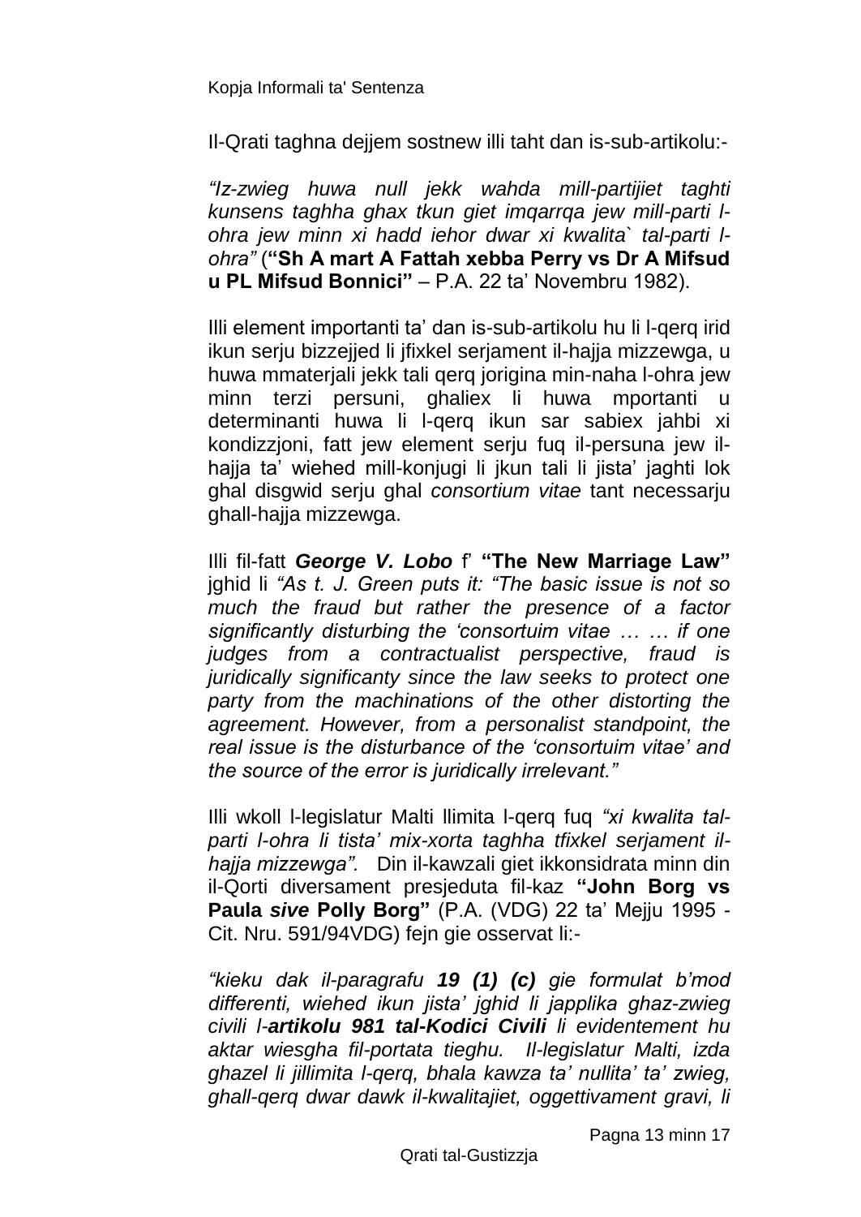Il-Qrati taghna dejjem sostnew illi taht dan is-sub-artikolu:-

*"Iz-zwieg huwa null jekk wahda mill-partijiet taghti kunsens taghha ghax tkun giet imqarrqa jew mill-parti l-ohra jew minn xi hadd iehor dwar xi kwalita` tal-parti l-ohra"* (**"Sh A mart A Fattah xebba Perry vs Dr A Mifsud u PL Mifsud Bonnici"** – P.A. 22 ta' Novembru 1982).

Illi element importanti ta' dan is-sub-artikolu hu li l-qerq irid ikun serju bizzejjed li jfixkel serjament il-hajja mizzewga, u huwa mmaterjali jekk tali qerq jorigina min-naha l-ohra jew minn terzi persuni, ghaliex li huwa mportanti u determinanti huwa li l-qerq ikun sar sabiex jahbi xi kondizzjoni, fatt jew element serju fuq il-persuna jew il-hajja ta' wiehed mill-konjugi li jkun tali li jista' jaghti lok ghal disgwid serju ghal *consortium vitae* tant necessarju ghall-hajja mizzewga.

Illi fil-fatt ***George V. Lobo*** f' **"The New Marriage Law"** jghid li *"As t. J. Green puts it: "The basic issue is not so much the fraud but rather the presence of a factor significantly disturbing the 'consortuim vitae … … if one judges from a contractualist perspective, fraud is juridically significanty since the law seeks to protect one party from the machinations of the other distorting the agreement. However, from a personalist standpoint, the real issue is the disturbance of the 'consortuim vitae' and the source of the error is juridically irrelevant."*

Illi wkoll l-legislatur Malti llimita l-qerq fuq *"xi kwalita tal-parti l-ohra li tista' mix-xorta taghha tfixkel serjament il-hajja mizzewga".* Din il-kawzali giet ikkonsidrata minn din il-Qorti diversament presjeduta fil-kaz **"John Borg vs Paula *sive* Polly Borg"** (P.A. (VDG) 22 ta' Mejju 1995 - Cit. Nru. 591/94VDG) fejn gie osservat li:-

*"kieku dak il-paragrafu **19 (1) (c)** gie formulat b'mod differenti, wiehed ikun jista' jghid li japplika ghaz-zwieg civili l-**artikolu 981 tal-Kodici Civili** li evidentement hu aktar wiesgha fil-portata tieghu. Il-legislatur Malti, izda ghazel li jillimita l-qerq, bhala kawza ta' nullita' ta' zwieg, ghall-qerq dwar dawk il-kwalitajiet, oggettivament gravi, li*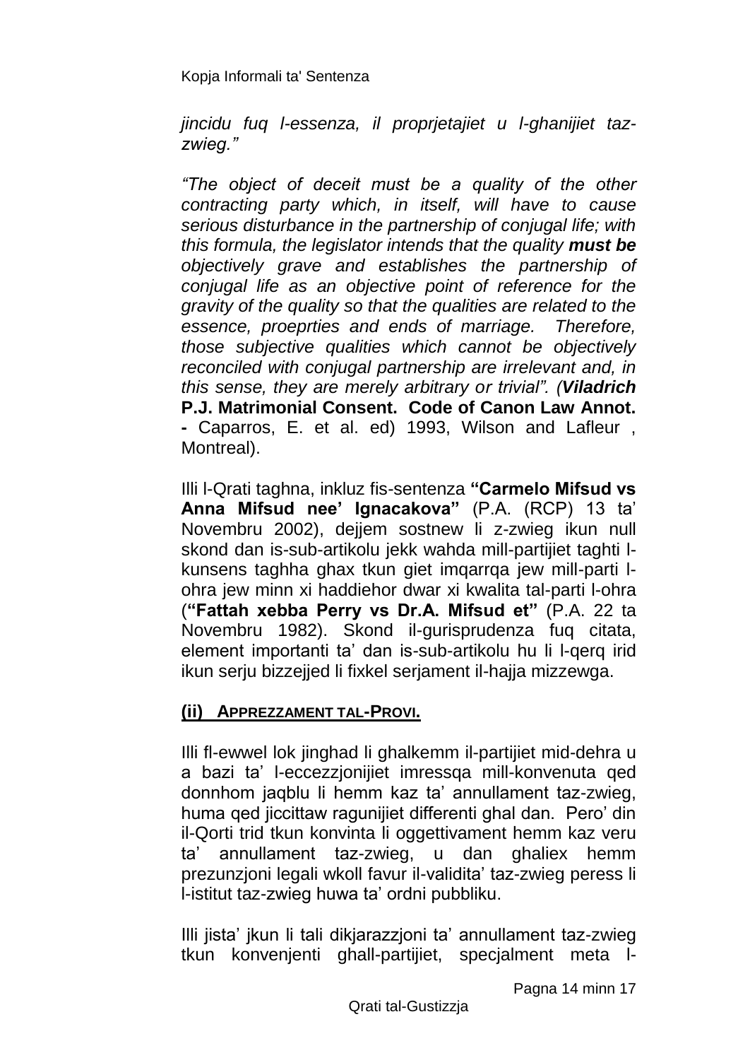*jincidu fuq l-essenza, il proprjetajiet u l-ghanijiet taz-zwieg."*

*"The object of deceit must be a quality of the other contracting party which, in itself, will have to cause serious disturbance in the partnership of conjugal life; with this formula, the legislator intends that the quality **must be** objectively grave and establishes the partnership of conjugal life as an objective point of reference for the gravity of the quality so that the qualities are related to the essence, proeprties and ends of marriage. Therefore, those subjective qualities which cannot be objectively reconciled with conjugal partnership are irrelevant and, in this sense, they are merely arbitrary or trivial". (**Viladrich*** **P.J. Matrimonial Consent. Code of Canon Law Annot. -** Caparros, E. et al. ed) 1993, Wilson and Lafleur , Montreal).

Illi l-Qrati taghna, inkluz fis-sentenza **"Carmelo Mifsud vs Anna Mifsud nee' Ignacakova"** (P.A. (RCP) 13 ta' Novembru 2002), dejjem sostnew li z-zwieg ikun null skond dan is-sub-artikolu jekk wahda mill-partijiet taghti l-kunsens taghha ghax tkun giet imqarrqa jew mill-parti l-ohra jew minn xi haddiehor dwar xi kwalita tal-parti l-ohra (**"Fattah xebba Perry vs Dr.A. Mifsud et"** (P.A. 22 ta Novembru 1982). Skond il-gurisprudenza fuq citata, element importanti ta' dan is-sub-artikolu hu li l-qerq irid ikun serju bizzejjed li fixkel serjament il-hajja mizzewga.

## (ii) Apprezzament tal-Provi.

Illi fl-ewwel lok jinghad li ghalkemm il-partijiet mid-dehra u a bazi ta' l-eccezzjonijiet imressqa mill-konvenuta qed donnhom jaqblu li hemm kaz ta' annullament taz-zwieg, huma qed jiccittaw ragunijiet differenti ghal dan. Pero' din il-Qorti trid tkun konvinta li oggettivament hemm kaz veru ta' annullament taz-zwieg, u dan ghaliex hemm prezunzjoni legali wkoll favur il-validita' taz-zwieg peress li l-istitut taz-zwieg huwa ta' ordni pubbliku.

Illi jista' jkun li tali dikjarazzjoni ta' annullament taz-zwieg tkun konvenjenti ghall-partijiet, specjalment meta l-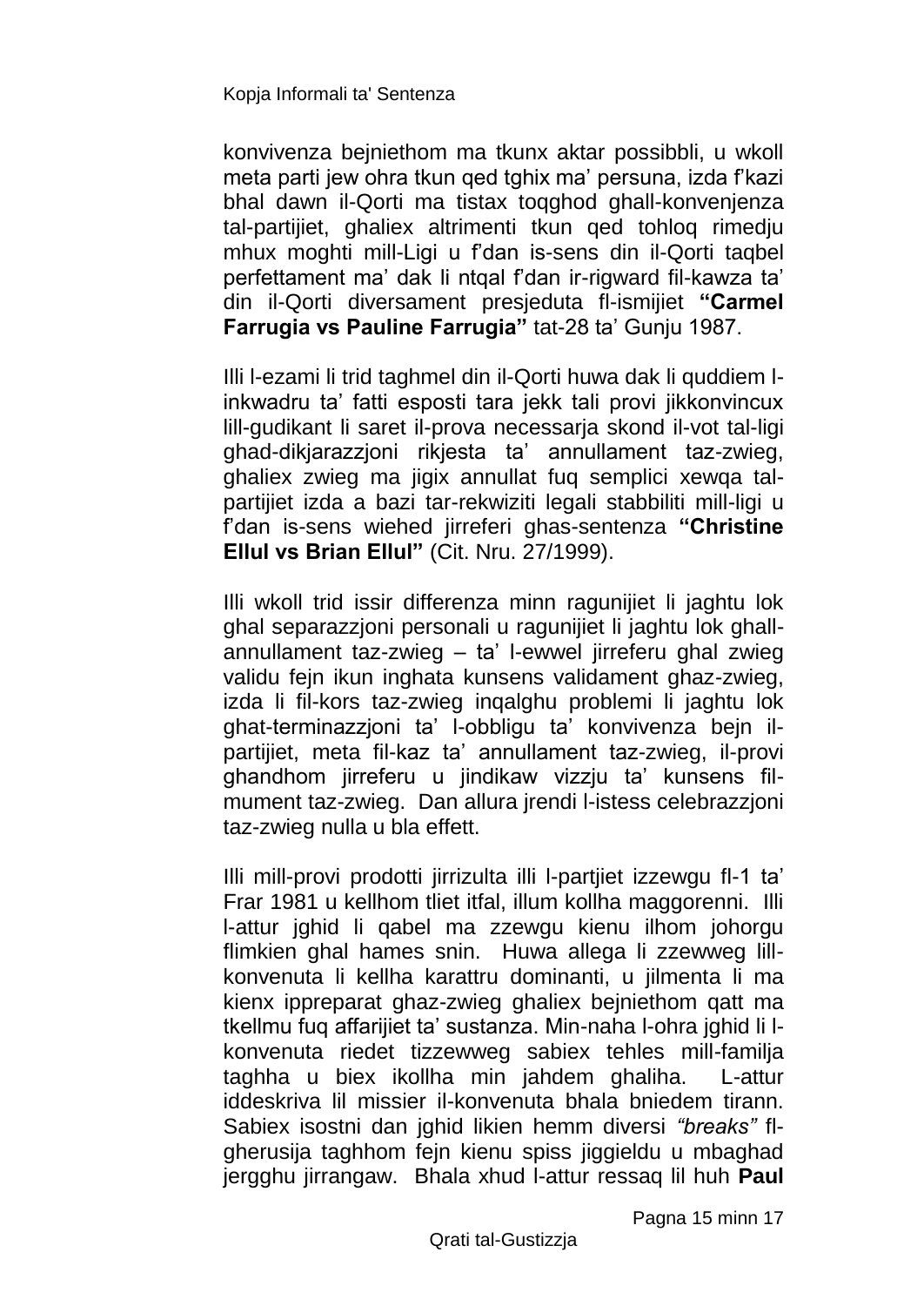konvivenza bejniethom ma tkunx aktar possibbli, u wkoll meta parti jew ohra tkun qed tghix ma' persuna, izda f'kazi bhal dawn il-Qorti ma tistax toqghod ghall-konvenjenza tal-partijiet, ghaliex altrimenti tkun qed tohloq rimedju mhux moghti mill-Ligi u f'dan is-sens din il-Qorti taqbel perfettament ma' dak li ntqal f'dan ir-rigward fil-kawza ta' din il-Qorti diversament presjeduta fl-ismijiet **"Carmel Farrugia vs Pauline Farrugia"** tat-28 ta' Gunju 1987.

Illi l-ezami li trid taghmel din il-Qorti huwa dak li quddiem l-inkwadru ta' fatti esposti tara jekk tali provi jikkonvincux lill-gudikant li saret il-prova necessarja skond il-vot tal-ligi ghad-dikjarazzjoni rikjesta ta' annullament taz-zwieg, ghaliex zwieg ma jigix annullat fuq semplici xewqa tal-partijiet izda a bazi tar-rekwiziti legali stabbiliti mill-ligi u f'dan is-sens wiehed jirreferi ghas-sentenza **"Christine Ellul vs Brian Ellul"** (Cit. Nru. 27/1999).

Illi wkoll trid issir differenza minn ragunijiet li jaghtu lok ghal separazzjoni personali u ragunijiet li jaghtu lok ghall-annullament taz-zwieg – ta' l-ewwel jirreferu ghal zwieg validu fejn ikun inghata kunsens validament ghaz-zwieg, izda li fil-kors taz-zwieg inqalghu problemi li jaghtu lok ghat-terminazzjoni ta' l-obbligu ta' konvivenza bejn il-partijiet, meta fil-kaz ta' annullament taz-zwieg, il-provi ghandhom jirreferu u jindikaw vizzju ta' kunsens fil-mument taz-zwieg. Dan allura jrendi l-istess celebrazzjoni taz-zwieg nulla u bla effett.

Illi mill-provi prodotti jirrizulta illi l-partjiet izzewgu fl-1 ta' Frar 1981 u kellhom tliet itfal, illum kollha maggorenni. Illi l-attur jghid li qabel ma zzewgu kienu ilhom johorgu flimkien ghal hames snin. Huwa allega li zzewweg lill-konvenuta li kellha karattru dominanti, u jilmenta li ma kienx ippreparat ghaz-zwieg ghaliex bejniethom qatt ma tkellmu fuq affarijiet ta' sustanza. Min-naha l-ohra jghid li l-konvenuta riedet tizzewweg sabiex tehles mill-familja taghha u biex ikollha min jahdem ghaliha. L-attur iddeskriva lil missier il-konvenuta bhala bniedem tirann. Sabiex isostni dan jghid likien hemm diversi *"breaks"* fl-gherusija taghhom fejn kienu spiss jiggieldu u mbaghad jergghu jirrangaw. Bhala xhud l-attur ressaq lil huh **Paul**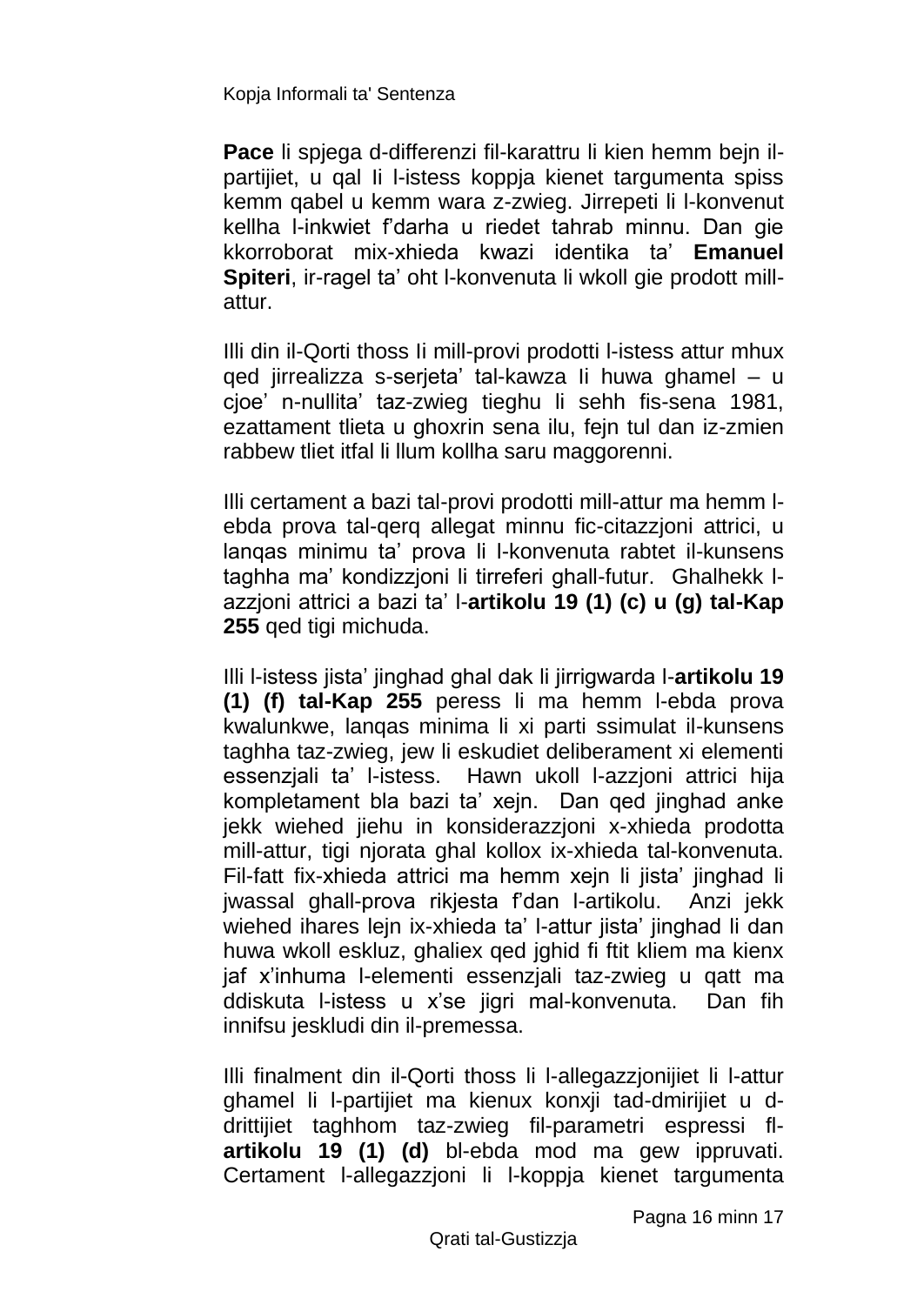**Pace** li spjega d-differenzi fil-karattru li kien hemm bejn il-partijiet, u qal li l-istess koppja kienet targumenta spiss kemm qabel u kemm wara z-zwieg. Jirrepeti li l-konvenut kellha l-inkwiet f'darha u riedet tahrab minnu. Dan gie kkorroborat mix-xhieda kwazi identika ta' **Emanuel Spiteri**, ir-ragel ta' oht l-konvenuta li wkoll gie prodott mill-attur.

Illi din il-Qorti thoss li mill-provi prodotti l-istess attur mhux qed jirrealizza s-serjeta' tal-kawza li huwa ghamel – u cjoe' n-nullita' taz-zwieg tieghu li sehh fis-sena 1981, ezattament tlieta u ghoxrin sena ilu, fejn tul dan iz-zmien rabbew tliet itfal li llum kollha saru maggorenni.

Illi certament a bazi tal-provi prodotti mill-attur ma hemm l-ebda prova tal-qerq allegat minnu fic-citazzjoni attrici, u lanqas minimu ta' prova li l-konvenuta rabtet il-kunsens taghha ma' kondizzjoni li tirreferi ghall-futur. Ghalhekk l-azzjoni attrici a bazi ta' l-**artikolu 19 (1) (c) u (g) tal-Kap 255** qed tigi michuda.

Illi l-istess jista' jinghad ghal dak li jirrigwarda l-**artikolu 19 (1) (f) tal-Kap 255** peress li ma hemm l-ebda prova kwalunkwe, lanqas minima li xi parti ssimulat il-kunsens taghha taz-zwieg, jew li eskudiet deliberament xi elementi essenzjali ta' l-istess. Hawn ukoll l-azzjoni attrici hija kompletament bla bazi ta' xejn. Dan qed jinghad anke jekk wiehed jiehu in konsiderazzjoni x-xhieda prodotta mill-attur, tigi njorata ghal kollox ix-xhieda tal-konvenuta. Fil-fatt fix-xhieda attrici ma hemm xejn li jista' jinghad li jwassal ghall-prova rikjesta f'dan l-artikolu. Anzi jekk wiehed ihares lejn ix-xhieda ta' l-attur jista' jinghad li dan huwa wkoll eskluz, ghaliex qed jghid fi ftit kliem ma kienx jaf x'inhuma l-elementi essenzjali taz-zwieg u qatt ma ddiskuta l-istess u x'se jigri mal-konvenuta. Dan fih innifsu jeskludi din il-premessa.

Illi finalment din il-Qorti thoss li l-allegazzjonijiet li l-attur ghamel li l-partijiet ma kienux konxji tad-dmirijiet u d-drittijiet taghhom taz-zwieg fil-parametri espressi fl-**artikolu 19 (1) (d)** bl-ebda mod ma gew ippruvati. Certament l-allegazzjoni li l-koppja kienet targumenta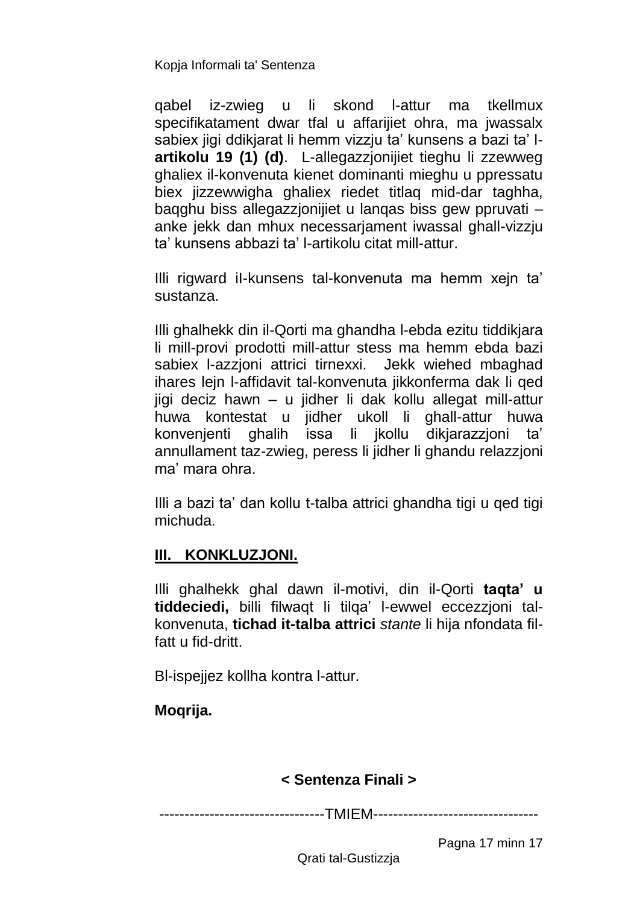qabel iz-zwieg u li skond l-attur ma tkellmux specifikatament dwar tfal u affarijiet ohra, ma jwassalx sabiex jigi ddikjarat li hemm vizzju ta' kunsens a bazi ta' l-**artikolu 19 (1) (d)**. L-allegazzjonijiet tieghu li zzewweg ghaliex il-konvenuta kienet dominanti mieghu u ppressatu biex jizzewwigha ghaliex riedet titlaq mid-dar taghha, baqghu biss allegazzjonijiet u lanqas biss gew ppruvati – anke jekk dan mhux necessarjament iwassal ghall-vizzju ta' kunsens abbazi ta' l-artikolu citat mill-attur.

Illi rigward il-kunsens tal-konvenuta ma hemm xejn ta' sustanza.

Illi ghalhekk din il-Qorti ma ghandha l-ebda ezitu tiddikjara li mill-provi prodotti mill-attur stess ma hemm ebda bazi sabiex l-azzjoni attrici tirnexxi. Jekk wiehed mbaghad ihares lejn l-affidavit tal-konvenuta jikkonferma dak li qed jigi deciz hawn – u jidher li dak kollu allegat mill-attur huwa kontestat u jidher ukoll li ghall-attur huwa konvenjenti ghalih issa li jkollu dikjarazzjoni ta' annullament taz-zwieg, peress li jidher li ghandu relazzjoni ma' mara ohra.

Illi a bazi ta' dan kollu t-talba attrici ghandha tigi u qed tigi michuda.

**<u>III. KONKLUZJONI.</u>**

Illi ghalhekk ghal dawn il-motivi, din il-Qorti **taqta' u tiddeciedi,** billi filwaqt li tilqa' l-ewwel eccezzjoni tal-konvenuta, **tichad it-talba attrici** *stante* li hija nfondata fil-fatt u fid-dritt.

Bl-ispejjez kollha kontra l-attur.

**Moqrija.**

**< Sentenza Finali >**

---------------------------------TMIEM---------------------------------